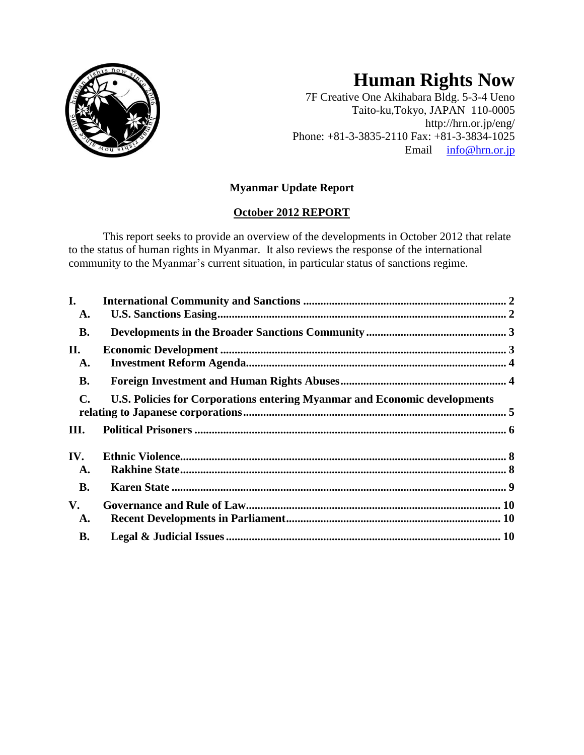# Human Rights Now

7F Creative One Akihabara Bldg. 5-3-4 Ueno
Taito-ku,Tokyo, JAPAN 110-0005
http://hrn.or.jp/eng/
Phone: +81-3-3835-2110 Fax: +81-3-3834-1025
Email info@hrn.or.jp

## Myanmar Update Report

## October 2012 REPORT

This report seeks to provide an overview of the developments in October 2012 that relate to the status of human rights in Myanmar. It also reviews the response of the international community to the Myanmar's current situation, in particular status of sanctions regime.

**I. International Community and Sanctions** ...... 2
- **A. U.S. Sanctions Easing** ...... 2
- **B. Developments in the Broader Sanctions Community** ...... 3

**II. Economic Development** ...... 3
- **A. Investment Reform Agenda** ...... 4
- **B. Foreign Investment and Human Rights Abuses** ...... 4
- **C. U.S. Policies for Corporations entering Myanmar and Economic developments relating to Japanese corporations** ...... 5

**III. Political Prisoners** ...... 6

**IV. Ethnic Violence** ...... 8
- **A. Rakhine State** ...... 8
- **B. Karen State** ...... 9

**V. Governance and Rule of Law** ...... 10
- **A. Recent Developments in Parliament** ...... 10
- **B. Legal & Judicial Issues** ...... 10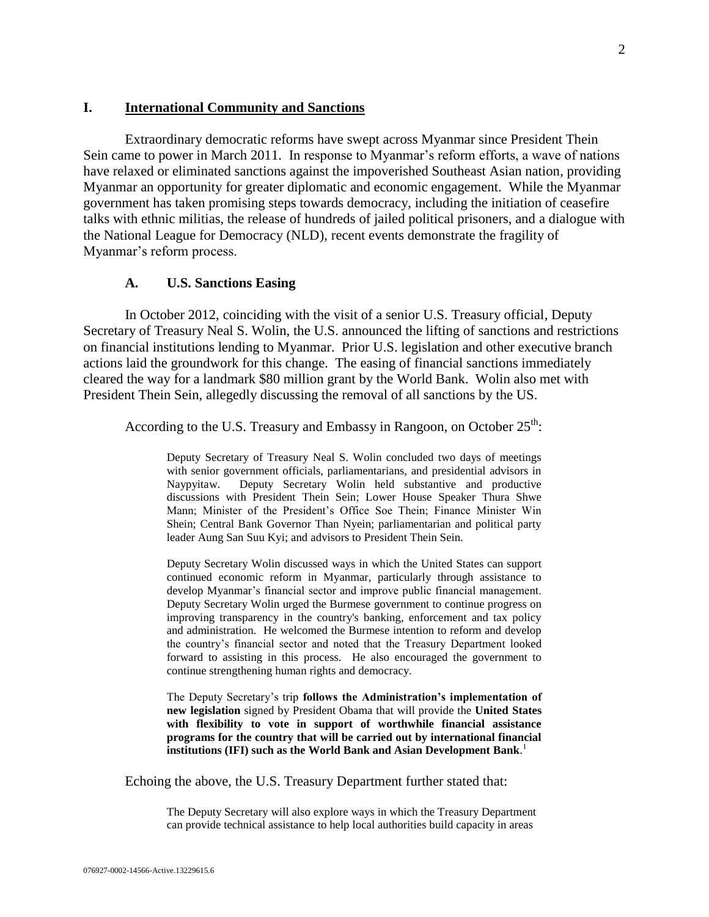## I. International Community and Sanctions

Extraordinary democratic reforms have swept across Myanmar since President Thein Sein came to power in March 2011. In response to Myanmar's reform efforts, a wave of nations have relaxed or eliminated sanctions against the impoverished Southeast Asian nation, providing Myanmar an opportunity for greater diplomatic and economic engagement. While the Myanmar government has taken promising steps towards democracy, including the initiation of ceasefire talks with ethnic militias, the release of hundreds of jailed political prisoners, and a dialogue with the National League for Democracy (NLD), recent events demonstrate the fragility of Myanmar's reform process.

### A. U.S. Sanctions Easing

In October 2012, coinciding with the visit of a senior U.S. Treasury official, Deputy Secretary of Treasury Neal S. Wolin, the U.S. announced the lifting of sanctions and restrictions on financial institutions lending to Myanmar. Prior U.S. legislation and other executive branch actions laid the groundwork for this change. The easing of financial sanctions immediately cleared the way for a landmark \$80 million grant by the World Bank. Wolin also met with President Thein Sein, allegedly discussing the removal of all sanctions by the US.

According to the U.S. Treasury and Embassy in Rangoon, on October 25th:

> Deputy Secretary of Treasury Neal S. Wolin concluded two days of meetings with senior government officials, parliamentarians, and presidential advisors in Naypyitaw. Deputy Secretary Wolin held substantive and productive discussions with President Thein Sein; Lower House Speaker Thura Shwe Mann; Minister of the President's Office Soe Thein; Finance Minister Win Shein; Central Bank Governor Than Nyein; parliamentarian and political party leader Aung San Suu Kyi; and advisors to President Thein Sein.
>
> Deputy Secretary Wolin discussed ways in which the United States can support continued economic reform in Myanmar, particularly through assistance to develop Myanmar's financial sector and improve public financial management. Deputy Secretary Wolin urged the Burmese government to continue progress on improving transparency in the country's banking, enforcement and tax policy and administration. He welcomed the Burmese intention to reform and develop the country's financial sector and noted that the Treasury Department looked forward to assisting in this process. He also encouraged the government to continue strengthening human rights and democracy.
>
> The Deputy Secretary's trip **follows the Administration's implementation of new legislation** signed by President Obama that will provide the **United States with flexibility to vote in support of worthwhile financial assistance programs for the country that will be carried out by international financial institutions (IFI) such as the World Bank and Asian Development Bank**.[1]

Echoing the above, the U.S. Treasury Department further stated that:

> The Deputy Secretary will also explore ways in which the Treasury Department can provide technical assistance to help local authorities build capacity in areas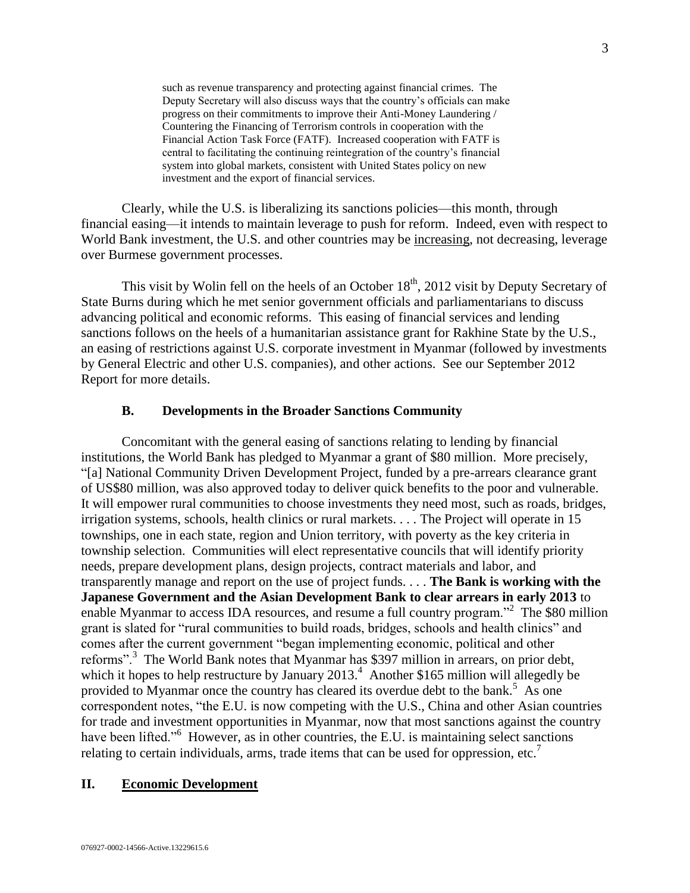> such as revenue transparency and protecting against financial crimes. The Deputy Secretary will also discuss ways that the country's officials can make progress on their commitments to improve their Anti-Money Laundering / Countering the Financing of Terrorism controls in cooperation with the Financial Action Task Force (FATF). Increased cooperation with FATF is central to facilitating the continuing reintegration of the country's financial system into global markets, consistent with United States policy on new investment and the export of financial services.

Clearly, while the U.S. is liberalizing its sanctions policies—this month, through financial easing—it intends to maintain leverage to push for reform. Indeed, even with respect to World Bank investment, the U.S. and other countries may be <u>increasing</u>, not decreasing, leverage over Burmese government processes.

This visit by Wolin fell on the heels of an October 18th, 2012 visit by Deputy Secretary of State Burns during which he met senior government officials and parliamentarians to discuss advancing political and economic reforms. This easing of financial services and lending sanctions follows on the heels of a humanitarian assistance grant for Rakhine State by the U.S., an easing of restrictions against U.S. corporate investment in Myanmar (followed by investments by General Electric and other U.S. companies), and other actions. See our September 2012 Report for more details.

### B. Developments in the Broader Sanctions Community

Concomitant with the general easing of sanctions relating to lending by financial institutions, the World Bank has pledged to Myanmar a grant of \$80 million. More precisely, "[a] National Community Driven Development Project, funded by a pre-arrears clearance grant of US\$80 million, was also approved today to deliver quick benefits to the poor and vulnerable. It will empower rural communities to choose investments they need most, such as roads, bridges, irrigation systems, schools, health clinics or rural markets. . . . The Project will operate in 15 townships, one in each state, region and Union territory, with poverty as the key criteria in township selection. Communities will elect representative councils that will identify priority needs, prepare development plans, design projects, contract materials and labor, and transparently manage and report on the use of project funds. . . . **The Bank is working with the Japanese Government and the Asian Development Bank to clear arrears in early 2013** to enable Myanmar to access IDA resources, and resume a full country program."[2] The \$80 million grant is slated for "rural communities to build roads, bridges, schools and health clinics" and comes after the current government "began implementing economic, political and other reforms".[3] The World Bank notes that Myanmar has \$397 million in arrears, on prior debt, which it hopes to help restructure by January 2013.[4] Another \$165 million will allegedly be provided to Myanmar once the country has cleared its overdue debt to the bank.[5] As one correspondent notes, "the E.U. is now competing with the U.S., China and other Asian countries for trade and investment opportunities in Myanmar, now that most sanctions against the country have been lifted."[6] However, as in other countries, the E.U. is maintaining select sanctions relating to certain individuals, arms, trade items that can be used for oppression, etc.[7]

## II. <u>Economic Development</u>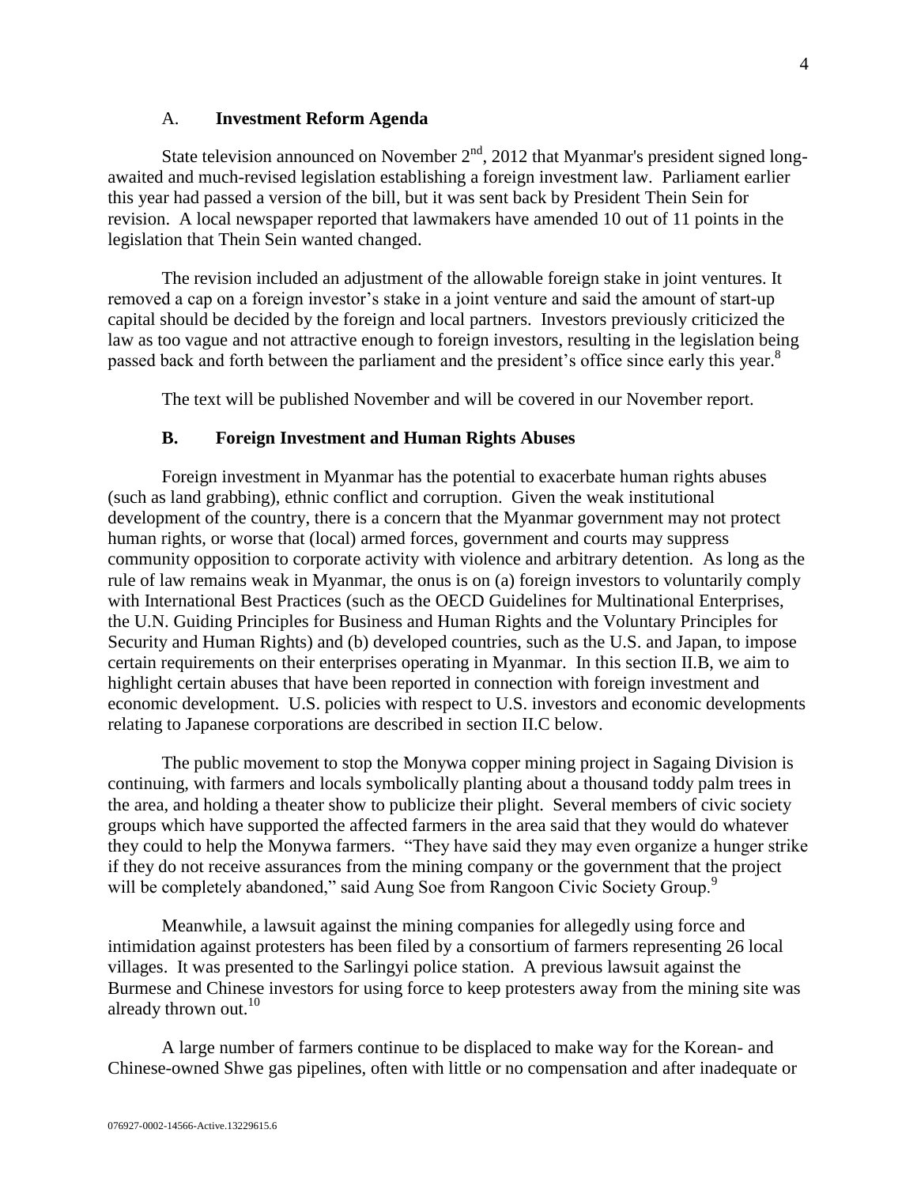### A. **Investment Reform Agenda**

State television announced on November 2nd, 2012 that Myanmar's president signed long-awaited and much-revised legislation establishing a foreign investment law. Parliament earlier this year had passed a version of the bill, but it was sent back by President Thein Sein for revision. A local newspaper reported that lawmakers have amended 10 out of 11 points in the legislation that Thein Sein wanted changed.

The revision included an adjustment of the allowable foreign stake in joint ventures. It removed a cap on a foreign investor's stake in a joint venture and said the amount of start-up capital should be decided by the foreign and local partners. Investors previously criticized the law as too vague and not attractive enough to foreign investors, resulting in the legislation being passed back and forth between the parliament and the president's office since early this year.[8]

The text will be published November and will be covered in our November report.

### **B. Foreign Investment and Human Rights Abuses**

Foreign investment in Myanmar has the potential to exacerbate human rights abuses (such as land grabbing), ethnic conflict and corruption. Given the weak institutional development of the country, there is a concern that the Myanmar government may not protect human rights, or worse that (local) armed forces, government and courts may suppress community opposition to corporate activity with violence and arbitrary detention. As long as the rule of law remains weak in Myanmar, the onus is on (a) foreign investors to voluntarily comply with International Best Practices (such as the OECD Guidelines for Multinational Enterprises, the U.N. Guiding Principles for Business and Human Rights and the Voluntary Principles for Security and Human Rights) and (b) developed countries, such as the U.S. and Japan, to impose certain requirements on their enterprises operating in Myanmar. In this section II.B, we aim to highlight certain abuses that have been reported in connection with foreign investment and economic development. U.S. policies with respect to U.S. investors and economic developments relating to Japanese corporations are described in section II.C below.

The public movement to stop the Monywa copper mining project in Sagaing Division is continuing, with farmers and locals symbolically planting about a thousand toddy palm trees in the area, and holding a theater show to publicize their plight. Several members of civic society groups which have supported the affected farmers in the area said that they would do whatever they could to help the Monywa farmers. "They have said they may even organize a hunger strike if they do not receive assurances from the mining company or the government that the project will be completely abandoned," said Aung Soe from Rangoon Civic Society Group.[9]

Meanwhile, a lawsuit against the mining companies for allegedly using force and intimidation against protesters has been filed by a consortium of farmers representing 26 local villages. It was presented to the Sarlingyi police station. A previous lawsuit against the Burmese and Chinese investors for using force to keep protesters away from the mining site was already thrown out.[10]

A large number of farmers continue to be displaced to make way for the Korean- and Chinese-owned Shwe gas pipelines, often with little or no compensation and after inadequate or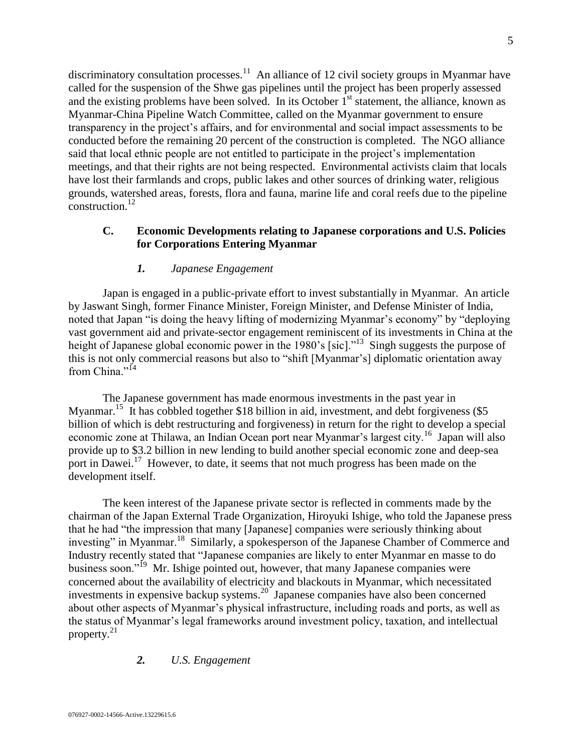discriminatory consultation processes.[11] An alliance of 12 civil society groups in Myanmar have called for the suspension of the Shwe gas pipelines until the project has been properly assessed and the existing problems have been solved. In its October 1st statement, the alliance, known as Myanmar-China Pipeline Watch Committee, called on the Myanmar government to ensure transparency in the project's affairs, and for environmental and social impact assessments to be conducted before the remaining 20 percent of the construction is completed. The NGO alliance said that local ethnic people are not entitled to participate in the project's implementation meetings, and that their rights are not being respected. Environmental activists claim that locals have lost their farmlands and crops, public lakes and other sources of drinking water, religious grounds, watershed areas, forests, flora and fauna, marine life and coral reefs due to the pipeline construction.[12]

## C. Economic Developments relating to Japanese corporations and U.S. Policies for Corporations Entering Myanmar

### *1. Japanese Engagement*

Japan is engaged in a public-private effort to invest substantially in Myanmar. An article by Jaswant Singh, former Finance Minister, Foreign Minister, and Defense Minister of India, noted that Japan "is doing the heavy lifting of modernizing Myanmar's economy" by "deploying vast government aid and private-sector engagement reminiscent of its investments in China at the height of Japanese global economic power in the 1980's [sic]."[13] Singh suggests the purpose of this is not only commercial reasons but also to "shift [Myanmar's] diplomatic orientation away from China."[14]

The Japanese government has made enormous investments in the past year in Myanmar.[15] It has cobbled together $18 billion in aid, investment, and debt forgiveness ($5 billion of which is debt restructuring and forgiveness) in return for the right to develop a special economic zone at Thilawa, an Indian Ocean port near Myanmar's largest city.[16] Japan will also provide up to $3.2 billion in new lending to build another special economic zone and deep-sea port in Dawei.[17] However, to date, it seems that not much progress has been made on the development itself.

The keen interest of the Japanese private sector is reflected in comments made by the chairman of the Japan External Trade Organization, Hiroyuki Ishige, who told the Japanese press that he had "the impression that many [Japanese] companies were seriously thinking about investing" in Myanmar.[18] Similarly, a spokesperson of the Japanese Chamber of Commerce and Industry recently stated that "Japanese companies are likely to enter Myanmar en masse to do business soon."[19] Mr. Ishige pointed out, however, that many Japanese companies were concerned about the availability of electricity and blackouts in Myanmar, which necessitated investments in expensive backup systems.[20] Japanese companies have also been concerned about other aspects of Myanmar's physical infrastructure, including roads and ports, as well as the status of Myanmar's legal frameworks around investment policy, taxation, and intellectual property.[21]

### *2. U.S. Engagement*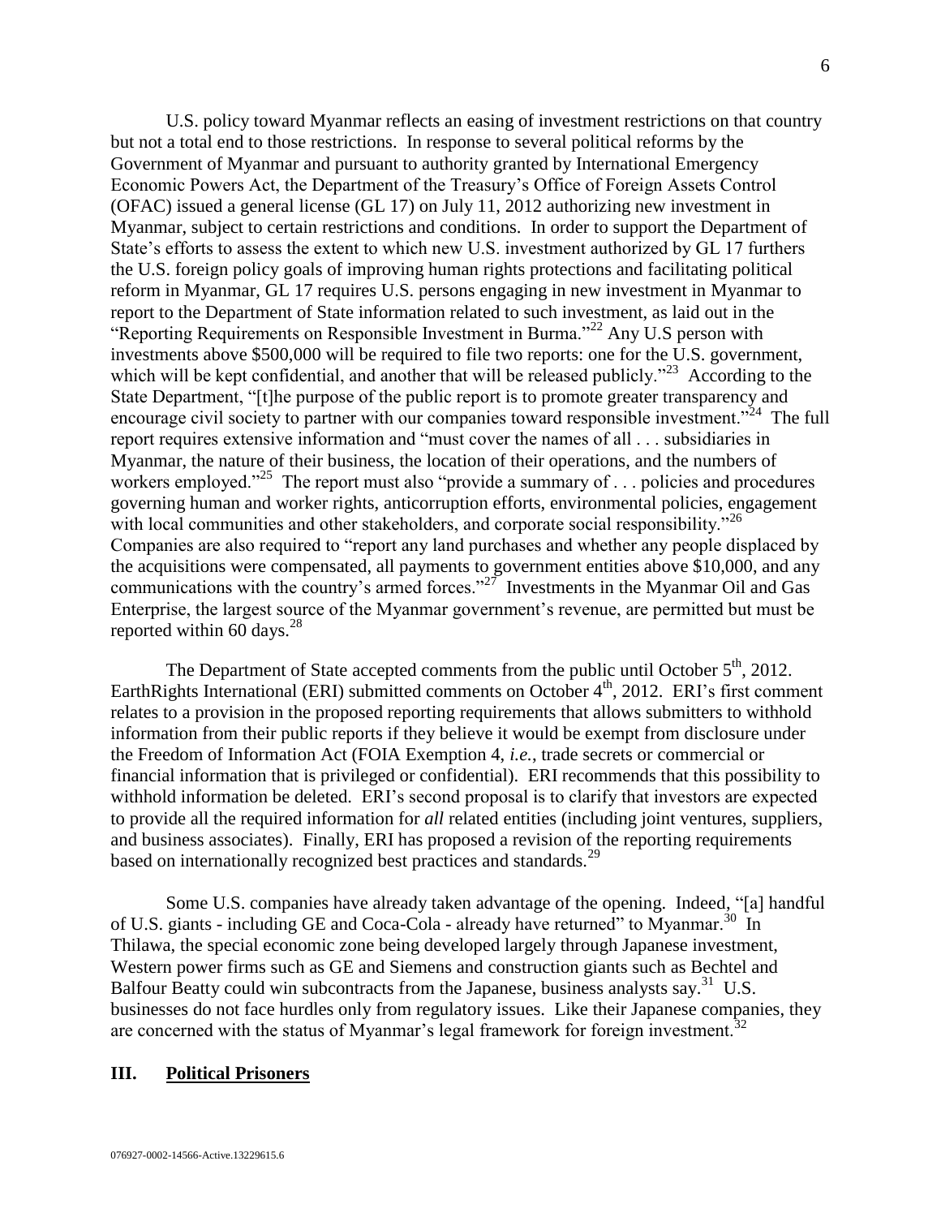U.S. policy toward Myanmar reflects an easing of investment restrictions on that country but not a total end to those restrictions. In response to several political reforms by the Government of Myanmar and pursuant to authority granted by International Emergency Economic Powers Act, the Department of the Treasury's Office of Foreign Assets Control (OFAC) issued a general license (GL 17) on July 11, 2012 authorizing new investment in Myanmar, subject to certain restrictions and conditions. In order to support the Department of State's efforts to assess the extent to which new U.S. investment authorized by GL 17 furthers the U.S. foreign policy goals of improving human rights protections and facilitating political reform in Myanmar, GL 17 requires U.S. persons engaging in new investment in Myanmar to report to the Department of State information related to such investment, as laid out in the "Reporting Requirements on Responsible Investment in Burma."[22] Any U.S person with investments above $500,000 will be required to file two reports: one for the U.S. government, which will be kept confidential, and another that will be released publicly."[23] According to the State Department, "[t]he purpose of the public report is to promote greater transparency and encourage civil society to partner with our companies toward responsible investment."[24] The full report requires extensive information and "must cover the names of all . . . subsidiaries in Myanmar, the nature of their business, the location of their operations, and the numbers of workers employed."[25] The report must also "provide a summary of . . . policies and procedures governing human and worker rights, anticorruption efforts, environmental policies, engagement with local communities and other stakeholders, and corporate social responsibility."[26] Companies are also required to "report any land purchases and whether any people displaced by the acquisitions were compensated, all payments to government entities above $10,000, and any communications with the country's armed forces."[27] Investments in the Myanmar Oil and Gas Enterprise, the largest source of the Myanmar government's revenue, are permitted but must be reported within 60 days.[28]

The Department of State accepted comments from the public until October 5th, 2012. EarthRights International (ERI) submitted comments on October 4th, 2012. ERI's first comment relates to a provision in the proposed reporting requirements that allows submitters to withhold information from their public reports if they believe it would be exempt from disclosure under the Freedom of Information Act (FOIA Exemption 4, *i.e.*, trade secrets or commercial or financial information that is privileged or confidential). ERI recommends that this possibility to withhold information be deleted. ERI's second proposal is to clarify that investors are expected to provide all the required information for *all* related entities (including joint ventures, suppliers, and business associates). Finally, ERI has proposed a revision of the reporting requirements based on internationally recognized best practices and standards.[29]

Some U.S. companies have already taken advantage of the opening. Indeed, "[a] handful of U.S. giants - including GE and Coca-Cola - already have returned" to Myanmar.[30] In Thilawa, the special economic zone being developed largely through Japanese investment, Western power firms such as GE and Siemens and construction giants such as Bechtel and Balfour Beatty could win subcontracts from the Japanese, business analysts say.[31] U.S. businesses do not face hurdles only from regulatory issues. Like their Japanese companies, they are concerned with the status of Myanmar's legal framework for foreign investment.[32]

## III. Political Prisoners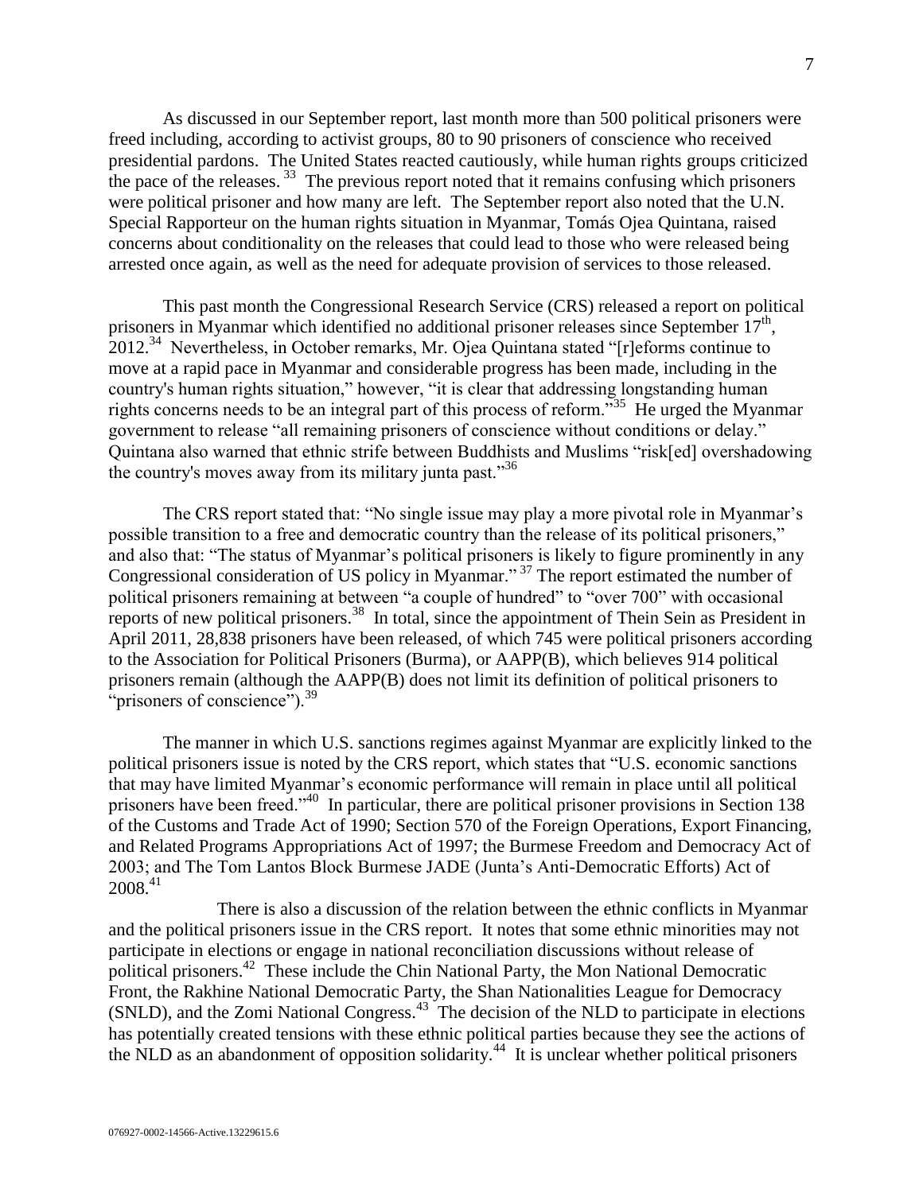As discussed in our September report, last month more than 500 political prisoners were freed including, according to activist groups, 80 to 90 prisoners of conscience who received presidential pardons. The United States reacted cautiously, while human rights groups criticized the pace of the releases. [33] The previous report noted that it remains confusing which prisoners were political prisoner and how many are left. The September report also noted that the U.N. Special Rapporteur on the human rights situation in Myanmar, Tomás Ojea Quintana, raised concerns about conditionality on the releases that could lead to those who were released being arrested once again, as well as the need for adequate provision of services to those released.

This past month the Congressional Research Service (CRS) released a report on political prisoners in Myanmar which identified no additional prisoner releases since September 17th, 2012.[34] Nevertheless, in October remarks, Mr. Ojea Quintana stated "[r]eforms continue to move at a rapid pace in Myanmar and considerable progress has been made, including in the country's human rights situation," however, "it is clear that addressing longstanding human rights concerns needs to be an integral part of this process of reform."[35] He urged the Myanmar government to release "all remaining prisoners of conscience without conditions or delay." Quintana also warned that ethnic strife between Buddhists and Muslims "risk[ed] overshadowing the country's moves away from its military junta past."[36]

The CRS report stated that: "No single issue may play a more pivotal role in Myanmar's possible transition to a free and democratic country than the release of its political prisoners," and also that: "The status of Myanmar's political prisoners is likely to figure prominently in any Congressional consideration of US policy in Myanmar." [37] The report estimated the number of political prisoners remaining at between "a couple of hundred" to "over 700" with occasional reports of new political prisoners.[38] In total, since the appointment of Thein Sein as President in April 2011, 28,838 prisoners have been released, of which 745 were political prisoners according to the Association for Political Prisoners (Burma), or AAPP(B), which believes 914 political prisoners remain (although the AAPP(B) does not limit its definition of political prisoners to "prisoners of conscience").[39]

The manner in which U.S. sanctions regimes against Myanmar are explicitly linked to the political prisoners issue is noted by the CRS report, which states that "U.S. economic sanctions that may have limited Myanmar's economic performance will remain in place until all political prisoners have been freed."[40] In particular, there are political prisoner provisions in Section 138 of the Customs and Trade Act of 1990; Section 570 of the Foreign Operations, Export Financing, and Related Programs Appropriations Act of 1997; the Burmese Freedom and Democracy Act of 2003; and The Tom Lantos Block Burmese JADE (Junta's Anti-Democratic Efforts) Act of 2008.[41]

There is also a discussion of the relation between the ethnic conflicts in Myanmar and the political prisoners issue in the CRS report. It notes that some ethnic minorities may not participate in elections or engage in national reconciliation discussions without release of political prisoners.[42] These include the Chin National Party, the Mon National Democratic Front, the Rakhine National Democratic Party, the Shan Nationalities League for Democracy (SNLD), and the Zomi National Congress.[43] The decision of the NLD to participate in elections has potentially created tensions with these ethnic political parties because they see the actions of the NLD as an abandonment of opposition solidarity.[44] It is unclear whether political prisoners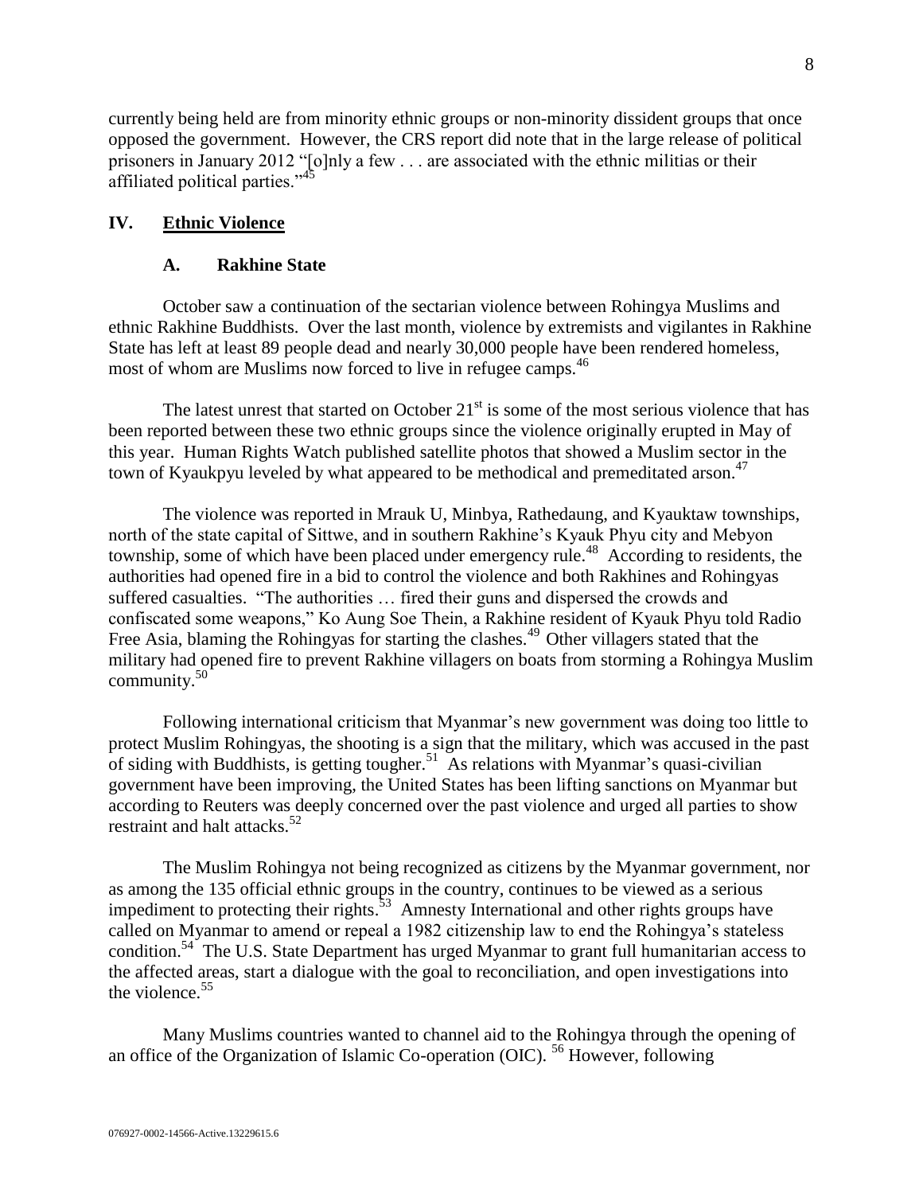currently being held are from minority ethnic groups or non-minority dissident groups that once opposed the government. However, the CRS report did note that in the large release of political prisoners in January 2012 "[o]nly a few . . . are associated with the ethnic militias or their affiliated political parties."[45]

## IV. Ethnic Violence

### A. Rakhine State

October saw a continuation of the sectarian violence between Rohingya Muslims and ethnic Rakhine Buddhists. Over the last month, violence by extremists and vigilantes in Rakhine State has left at least 89 people dead and nearly 30,000 people have been rendered homeless, most of whom are Muslims now forced to live in refugee camps.[46]

The latest unrest that started on October 21st is some of the most serious violence that has been reported between these two ethnic groups since the violence originally erupted in May of this year. Human Rights Watch published satellite photos that showed a Muslim sector in the town of Kyaukpyu leveled by what appeared to be methodical and premeditated arson.[47]

The violence was reported in Mrauk U, Minbya, Rathedaung, and Kyauktaw townships, north of the state capital of Sittwe, and in southern Rakhine's Kyauk Phyu city and Mebyon township, some of which have been placed under emergency rule.[48] According to residents, the authorities had opened fire in a bid to control the violence and both Rakhines and Rohingyas suffered casualties. "The authorities … fired their guns and dispersed the crowds and confiscated some weapons," Ko Aung Soe Thein, a Rakhine resident of Kyauk Phyu told Radio Free Asia, blaming the Rohingyas for starting the clashes.[49] Other villagers stated that the military had opened fire to prevent Rakhine villagers on boats from storming a Rohingya Muslim community.[50]

Following international criticism that Myanmar's new government was doing too little to protect Muslim Rohingyas, the shooting is a sign that the military, which was accused in the past of siding with Buddhists, is getting tougher.[51] As relations with Myanmar's quasi-civilian government have been improving, the United States has been lifting sanctions on Myanmar but according to Reuters was deeply concerned over the past violence and urged all parties to show restraint and halt attacks.[52]

The Muslim Rohingya not being recognized as citizens by the Myanmar government, nor as among the 135 official ethnic groups in the country, continues to be viewed as a serious impediment to protecting their rights.[53] Amnesty International and other rights groups have called on Myanmar to amend or repeal a 1982 citizenship law to end the Rohingya's stateless condition.[54] The U.S. State Department has urged Myanmar to grant full humanitarian access to the affected areas, start a dialogue with the goal to reconciliation, and open investigations into the violence.[55]

Many Muslims countries wanted to channel aid to the Rohingya through the opening of an office of the Organization of Islamic Co-operation (OIC).[56] However, following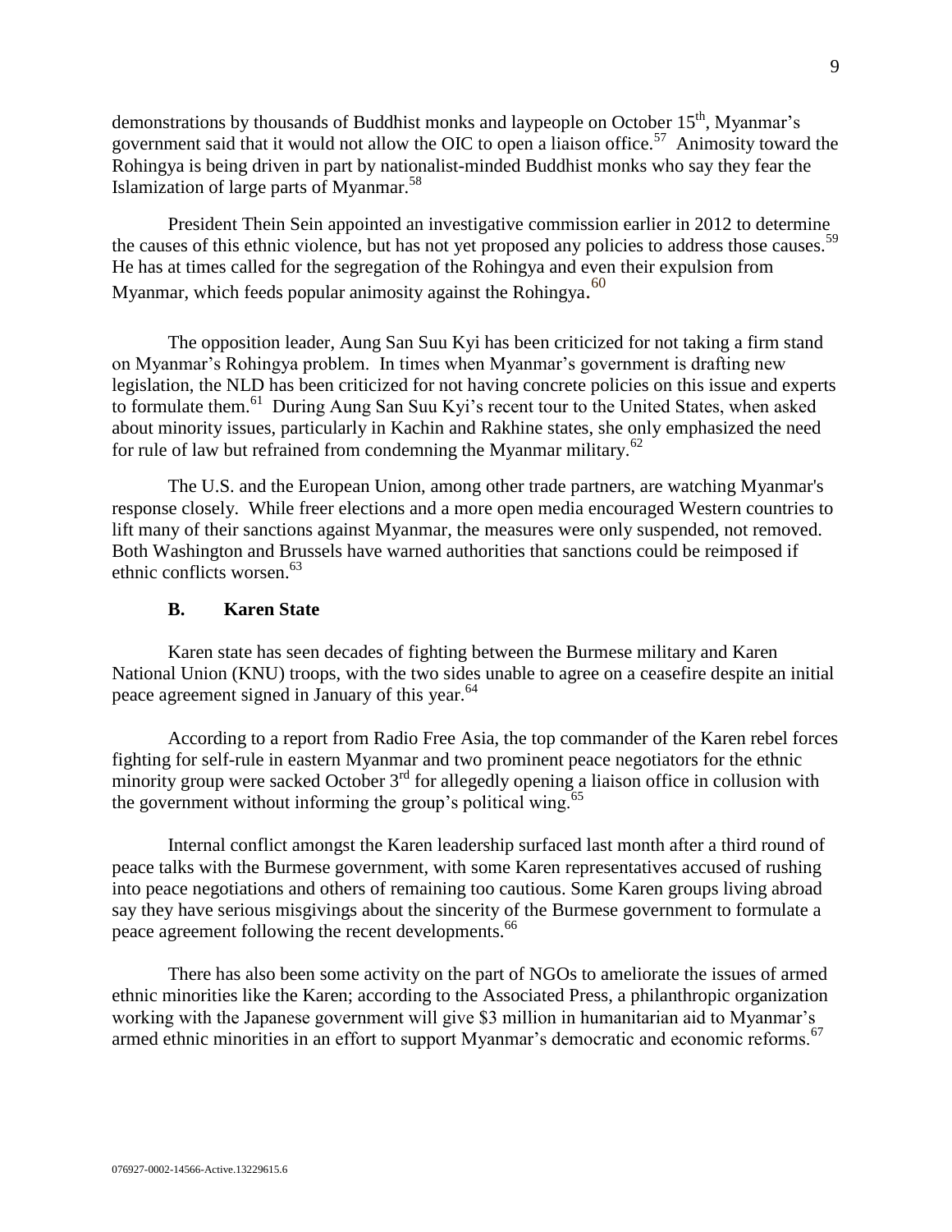demonstrations by thousands of Buddhist monks and laypeople on October 15th, Myanmar's government said that it would not allow the OIC to open a liaison office.[57] Animosity toward the Rohingya is being driven in part by nationalist-minded Buddhist monks who say they fear the Islamization of large parts of Myanmar.[58]

President Thein Sein appointed an investigative commission earlier in 2012 to determine the causes of this ethnic violence, but has not yet proposed any policies to address those causes.[59] He has at times called for the segregation of the Rohingya and even their expulsion from Myanmar, which feeds popular animosity against the Rohingya.[60]

The opposition leader, Aung San Suu Kyi has been criticized for not taking a firm stand on Myanmar's Rohingya problem. In times when Myanmar's government is drafting new legislation, the NLD has been criticized for not having concrete policies on this issue and experts to formulate them.[61] During Aung San Suu Kyi's recent tour to the United States, when asked about minority issues, particularly in Kachin and Rakhine states, she only emphasized the need for rule of law but refrained from condemning the Myanmar military.[62]

The U.S. and the European Union, among other trade partners, are watching Myanmar's response closely. While freer elections and a more open media encouraged Western countries to lift many of their sanctions against Myanmar, the measures were only suspended, not removed. Both Washington and Brussels have warned authorities that sanctions could be reimposed if ethnic conflicts worsen.[63]

### B. Karen State

Karen state has seen decades of fighting between the Burmese military and Karen National Union (KNU) troops, with the two sides unable to agree on a ceasefire despite an initial peace agreement signed in January of this year.[64]

According to a report from Radio Free Asia, the top commander of the Karen rebel forces fighting for self-rule in eastern Myanmar and two prominent peace negotiators for the ethnic minority group were sacked October 3rd for allegedly opening a liaison office in collusion with the government without informing the group's political wing.[65]

Internal conflict amongst the Karen leadership surfaced last month after a third round of peace talks with the Burmese government, with some Karen representatives accused of rushing into peace negotiations and others of remaining too cautious. Some Karen groups living abroad say they have serious misgivings about the sincerity of the Burmese government to formulate a peace agreement following the recent developments.[66]

There has also been some activity on the part of NGOs to ameliorate the issues of armed ethnic minorities like the Karen; according to the Associated Press, a philanthropic organization working with the Japanese government will give $3 million in humanitarian aid to Myanmar's armed ethnic minorities in an effort to support Myanmar's democratic and economic reforms.[67]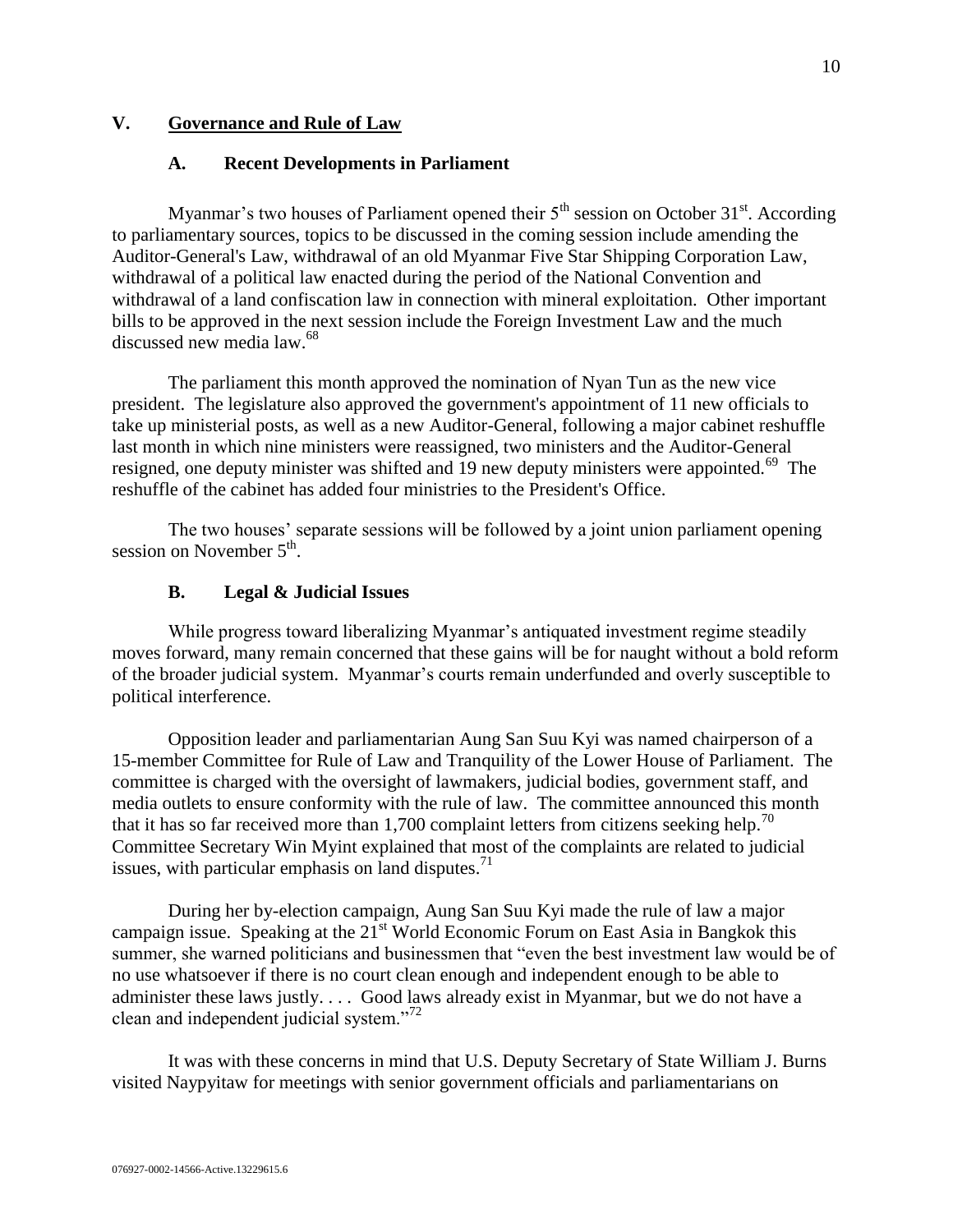## V. Governance and Rule of Law

### A. Recent Developments in Parliament

Myanmar's two houses of Parliament opened their 5th session on October 31st. According to parliamentary sources, topics to be discussed in the coming session include amending the Auditor-General's Law, withdrawal of an old Myanmar Five Star Shipping Corporation Law, withdrawal of a political law enacted during the period of the National Convention and withdrawal of a land confiscation law in connection with mineral exploitation. Other important bills to be approved in the next session include the Foreign Investment Law and the much discussed new media law.[68]

The parliament this month approved the nomination of Nyan Tun as the new vice president. The legislature also approved the government's appointment of 11 new officials to take up ministerial posts, as well as a new Auditor-General, following a major cabinet reshuffle last month in which nine ministers were reassigned, two ministers and the Auditor-General resigned, one deputy minister was shifted and 19 new deputy ministers were appointed.[69] The reshuffle of the cabinet has added four ministries to the President's Office.

The two houses' separate sessions will be followed by a joint union parliament opening session on November 5th.

### B. Legal & Judicial Issues

While progress toward liberalizing Myanmar's antiquated investment regime steadily moves forward, many remain concerned that these gains will be for naught without a bold reform of the broader judicial system. Myanmar's courts remain underfunded and overly susceptible to political interference.

Opposition leader and parliamentarian Aung San Suu Kyi was named chairperson of a 15-member Committee for Rule of Law and Tranquility of the Lower House of Parliament. The committee is charged with the oversight of lawmakers, judicial bodies, government staff, and media outlets to ensure conformity with the rule of law. The committee announced this month that it has so far received more than 1,700 complaint letters from citizens seeking help.[70] Committee Secretary Win Myint explained that most of the complaints are related to judicial issues, with particular emphasis on land disputes.[71]

During her by-election campaign, Aung San Suu Kyi made the rule of law a major campaign issue. Speaking at the 21st World Economic Forum on East Asia in Bangkok this summer, she warned politicians and businessmen that "even the best investment law would be of no use whatsoever if there is no court clean enough and independent enough to be able to administer these laws justly. . . . Good laws already exist in Myanmar, but we do not have a clean and independent judicial system."[72]

It was with these concerns in mind that U.S. Deputy Secretary of State William J. Burns visited Naypyitaw for meetings with senior government officials and parliamentarians on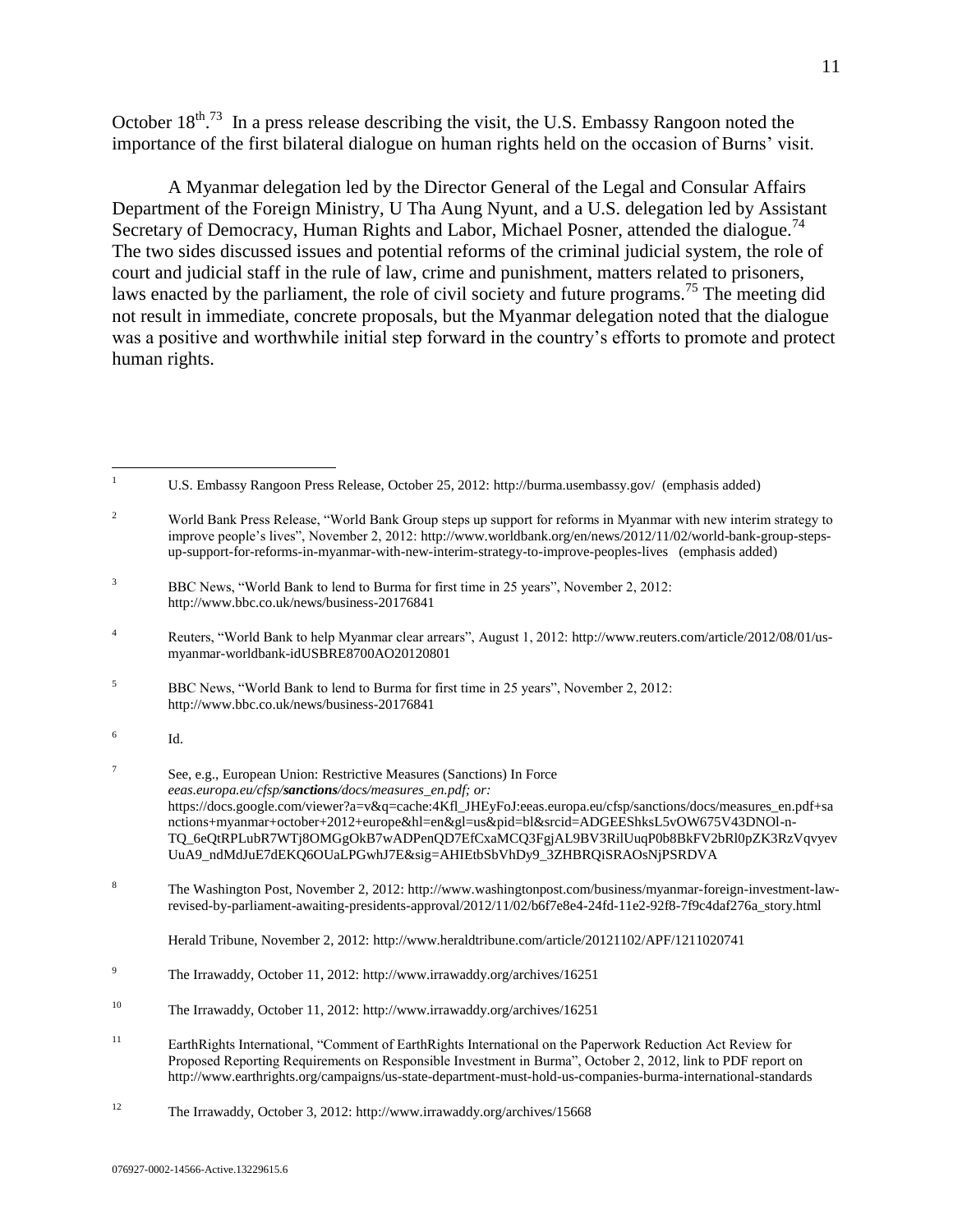October 18th.[73] In a press release describing the visit, the U.S. Embassy Rangoon noted the importance of the first bilateral dialogue on human rights held on the occasion of Burns' visit.

A Myanmar delegation led by the Director General of the Legal and Consular Affairs Department of the Foreign Ministry, U Tha Aung Nyunt, and a U.S. delegation led by Assistant Secretary of Democracy, Human Rights and Labor, Michael Posner, attended the dialogue.[74] The two sides discussed issues and potential reforms of the criminal judicial system, the role of court and judicial staff in the rule of law, crime and punishment, matters related to prisoners, laws enacted by the parliament, the role of civil society and future programs.[75] The meeting did not result in immediate, concrete proposals, but the Myanmar delegation noted that the dialogue was a positive and worthwhile initial step forward in the country's efforts to promote and protect human rights.

---

[1] U.S. Embassy Rangoon Press Release, October 25, 2012: http://burma.usembassy.gov/ (emphasis added)

[2] World Bank Press Release, "World Bank Group steps up support for reforms in Myanmar with new interim strategy to improve people's lives", November 2, 2012: http://www.worldbank.org/en/news/2012/11/02/world-bank-group-steps-up-support-for-reforms-in-myanmar-with-new-interim-strategy-to-improve-peoples-lives (emphasis added)

[3] BBC News, "World Bank to lend to Burma for first time in 25 years", November 2, 2012: http://www.bbc.co.uk/news/business-20176841

[4] Reuters, "World Bank to help Myanmar clear arrears", August 1, 2012: http://www.reuters.com/article/2012/08/01/us-myanmar-worldbank-idUSBRE8700AO20120801

[5] BBC News, "World Bank to lend to Burma for first time in 25 years", November 2, 2012: http://www.bbc.co.uk/news/business-20176841

[6] Id.

[7] See, e.g., European Union: Restrictive Measures (Sanctions) In Force *eeas.europa.eu/cfsp/**sanctions**/docs/measures_en.pdf; or:* https://docs.google.com/viewer?a=v&q=cache:4Kfl_JHEyFoJ:eeas.europa.eu/cfsp/sanctions/docs/measures_en.pdf+sanctions+myanmar+october+2012+europe&hl=en&gl=us&pid=bl&srcid=ADGEEShksL5vOW675V43DNOl-n-TQ_6eQtRPLubR7WTj8OMGgOkB7wADPenQD7EfCxaMCQ3FgjAL9BV3RilUuqP0b8BkFV2bRl0pZK3RzVqvyevUuA9_ndMdJuE7dEKQ6OUaLPGwhJ7E&sig=AHIEtbSbVhDy9_3ZHBRQiSRAOsNjPSRDVA

[8] The Washington Post, November 2, 2012: http://www.washingtonpost.com/business/myanmar-foreign-investment-law-revised-by-parliament-awaiting-presidents-approval/2012/11/02/b6f7e8e4-24fd-11e2-92f8-7f9c4daf276a_story.html

Herald Tribune, November 2, 2012: http://www.heraldtribune.com/article/20121102/APF/1211020741

[9] The Irrawaddy, October 11, 2012: http://www.irrawaddy.org/archives/16251

[10] The Irrawaddy, October 11, 2012: http://www.irrawaddy.org/archives/16251

[11] EarthRights International, "Comment of EarthRights International on the Paperwork Reduction Act Review for Proposed Reporting Requirements on Responsible Investment in Burma", October 2, 2012, link to PDF report on http://www.earthrights.org/campaigns/us-state-department-must-hold-us-companies-burma-international-standards

[12] The Irrawaddy, October 3, 2012: http://www.irrawaddy.org/archives/15668

076927-0002-14566-Active.13229615.6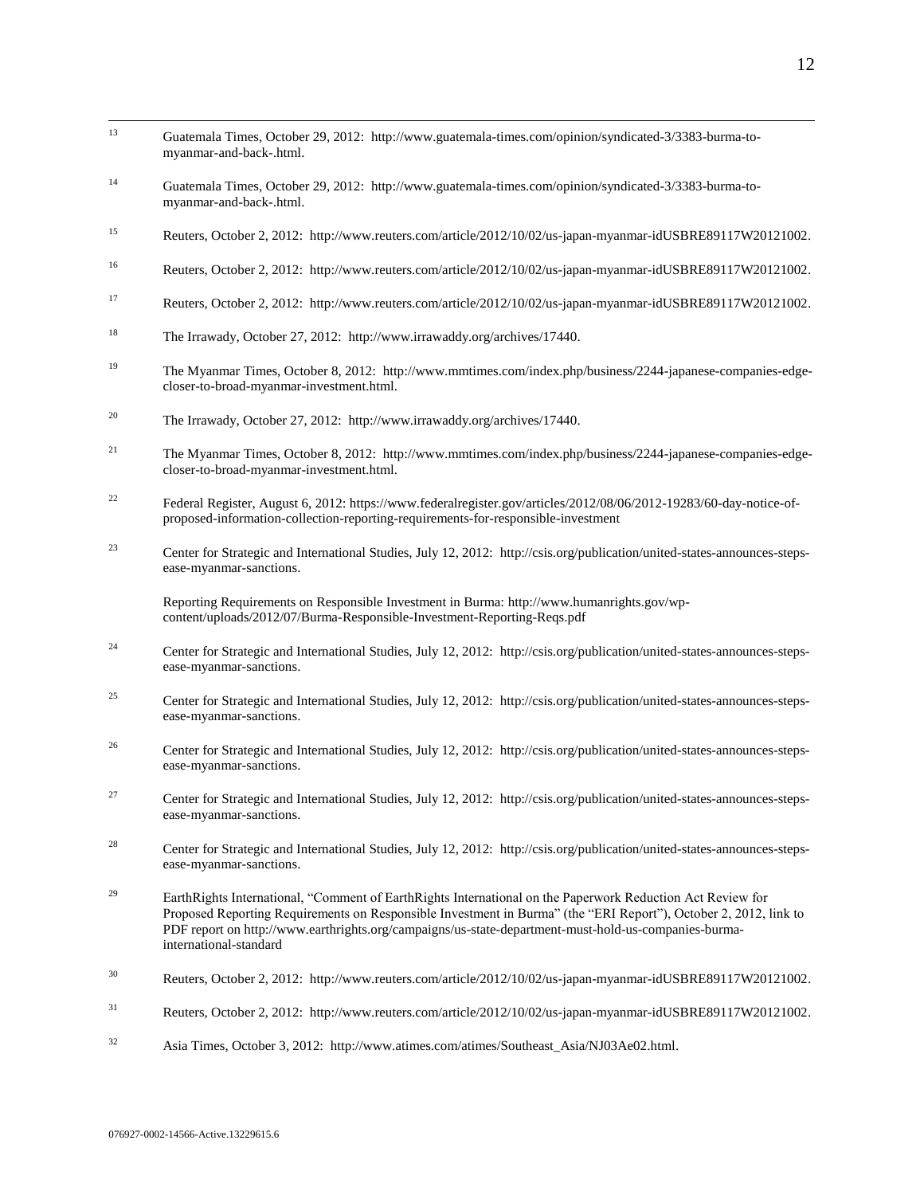[13] Guatemala Times, October 29, 2012: http://www.guatemala-times.com/opinion/syndicated-3/3383-burma-to-myanmar-and-back-.html.

[14] Guatemala Times, October 29, 2012: http://www.guatemala-times.com/opinion/syndicated-3/3383-burma-to-myanmar-and-back-.html.

[15] Reuters, October 2, 2012: http://www.reuters.com/article/2012/10/02/us-japan-myanmar-idUSBRE89117W20121002.

[16] Reuters, October 2, 2012: http://www.reuters.com/article/2012/10/02/us-japan-myanmar-idUSBRE89117W20121002.

[17] Reuters, October 2, 2012: http://www.reuters.com/article/2012/10/02/us-japan-myanmar-idUSBRE89117W20121002.

[18] The Irrawady, October 27, 2012: http://www.irrawaddy.org/archives/17440.

[19] The Myanmar Times, October 8, 2012: http://www.mmtimes.com/index.php/business/2244-japanese-companies-edge-closer-to-broad-myanmar-investment.html.

[20] The Irrawady, October 27, 2012: http://www.irrawaddy.org/archives/17440.

[21] The Myanmar Times, October 8, 2012: http://www.mmtimes.com/index.php/business/2244-japanese-companies-edge-closer-to-broad-myanmar-investment.html.

[22] Federal Register, August 6, 2012: https://www.federalregister.gov/articles/2012/08/06/2012-19283/60-day-notice-of-proposed-information-collection-reporting-requirements-for-responsible-investment

[23] Center for Strategic and International Studies, July 12, 2012: http://csis.org/publication/united-states-announces-steps-ease-myanmar-sanctions.

Reporting Requirements on Responsible Investment in Burma: http://www.humanrights.gov/wp-content/uploads/2012/07/Burma-Responsible-Investment-Reporting-Reqs.pdf

[24] Center for Strategic and International Studies, July 12, 2012: http://csis.org/publication/united-states-announces-steps-ease-myanmar-sanctions.

[25] Center for Strategic and International Studies, July 12, 2012: http://csis.org/publication/united-states-announces-steps-ease-myanmar-sanctions.

[26] Center for Strategic and International Studies, July 12, 2012: http://csis.org/publication/united-states-announces-steps-ease-myanmar-sanctions.

[27] Center for Strategic and International Studies, July 12, 2012: http://csis.org/publication/united-states-announces-steps-ease-myanmar-sanctions.

[28] Center for Strategic and International Studies, July 12, 2012: http://csis.org/publication/united-states-announces-steps-ease-myanmar-sanctions.

[29] EarthRights International, "Comment of EarthRights International on the Paperwork Reduction Act Review for Proposed Reporting Requirements on Responsible Investment in Burma" (the "ERI Report"), October 2, 2012, link to PDF report on http://www.earthrights.org/campaigns/us-state-department-must-hold-us-companies-burma-international-standard

[30] Reuters, October 2, 2012: http://www.reuters.com/article/2012/10/02/us-japan-myanmar-idUSBRE89117W20121002.

[31] Reuters, October 2, 2012: http://www.reuters.com/article/2012/10/02/us-japan-myanmar-idUSBRE89117W20121002.

[32] Asia Times, October 3, 2012: http://www.atimes.com/atimes/Southeast_Asia/NJ03Ae02.html.

076927-0002-14566-Active.13229615.6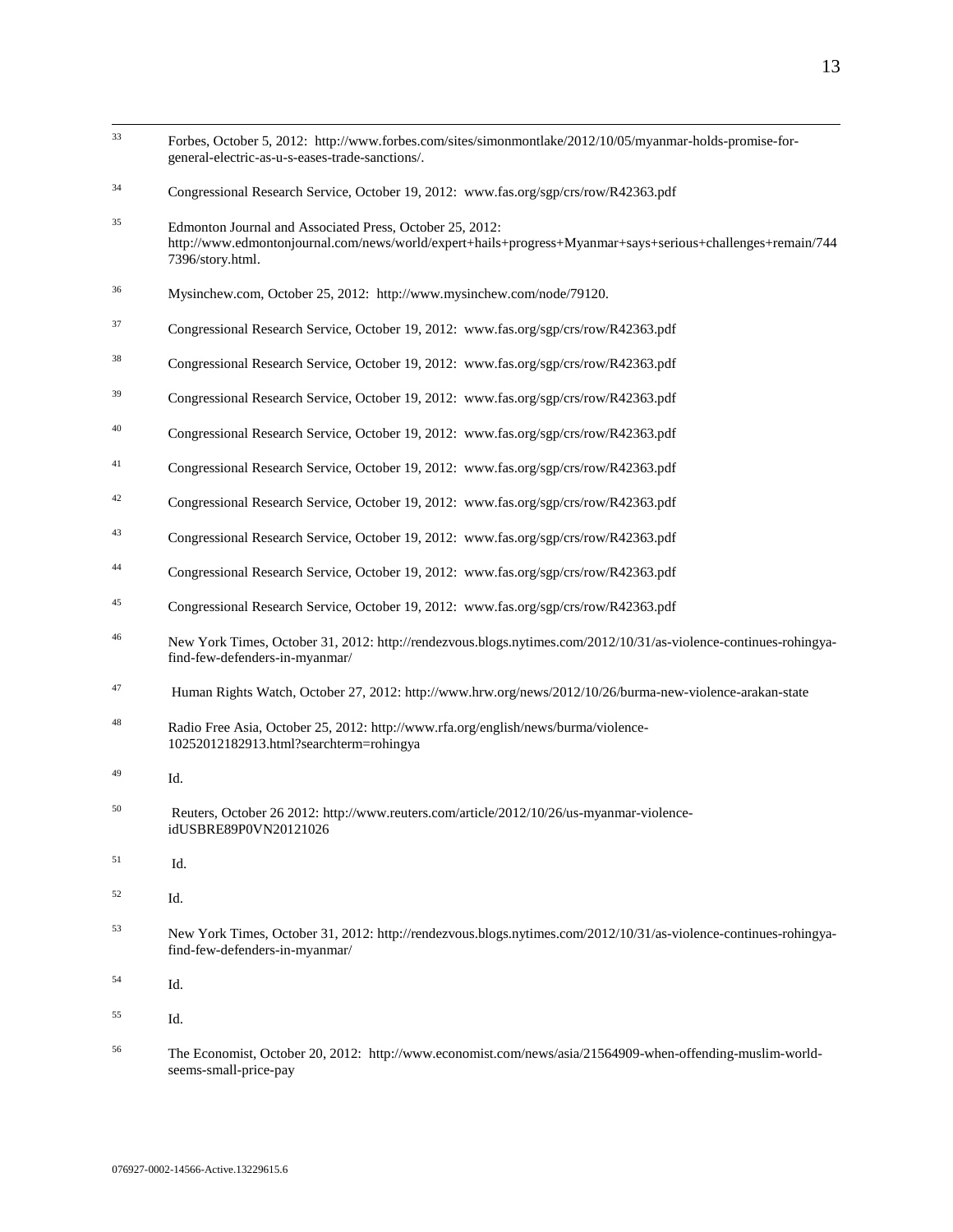[33] Forbes, October 5, 2012: http://www.forbes.com/sites/simonmontlake/2012/10/05/myanmar-holds-promise-for-general-electric-as-u-s-eases-trade-sanctions/.

[34] Congressional Research Service, October 19, 2012: www.fas.org/sgp/crs/row/R42363.pdf

[35] Edmonton Journal and Associated Press, October 25, 2012: http://www.edmontonjournal.com/news/world/expert+hails+progress+Myanmar+says+serious+challenges+remain/7447396/story.html.

[36] Mysinchew.com, October 25, 2012: http://www.mysinchew.com/node/79120.

[37] Congressional Research Service, October 19, 2012: www.fas.org/sgp/crs/row/R42363.pdf

[38] Congressional Research Service, October 19, 2012: www.fas.org/sgp/crs/row/R42363.pdf

[39] Congressional Research Service, October 19, 2012: www.fas.org/sgp/crs/row/R42363.pdf

[40] Congressional Research Service, October 19, 2012: www.fas.org/sgp/crs/row/R42363.pdf

[41] Congressional Research Service, October 19, 2012: www.fas.org/sgp/crs/row/R42363.pdf

[42] Congressional Research Service, October 19, 2012: www.fas.org/sgp/crs/row/R42363.pdf

[43] Congressional Research Service, October 19, 2012: www.fas.org/sgp/crs/row/R42363.pdf

[44] Congressional Research Service, October 19, 2012: www.fas.org/sgp/crs/row/R42363.pdf

[45] Congressional Research Service, October 19, 2012: www.fas.org/sgp/crs/row/R42363.pdf

[46] New York Times, October 31, 2012: http://rendezvous.blogs.nytimes.com/2012/10/31/as-violence-continues-rohingya-find-few-defenders-in-myanmar/

[47] Human Rights Watch, October 27, 2012: http://www.hrw.org/news/2012/10/26/burma-new-violence-arakan-state

[48] Radio Free Asia, October 25, 2012: http://www.rfa.org/english/news/burma/violence-10252012182913.html?searchterm=rohingya

[49] Id.

[50] Reuters, October 26 2012: http://www.reuters.com/article/2012/10/26/us-myanmar-violence-idUSBRE89P0VN20121026

[51] Id.

[52] Id.

[53] New York Times, October 31, 2012: http://rendezvous.blogs.nytimes.com/2012/10/31/as-violence-continues-rohingya-find-few-defenders-in-myanmar/

[54] Id.

[55] Id.

[56] The Economist, October 20, 2012: http://www.economist.com/news/asia/21564909-when-offending-muslim-world-seems-small-price-pay

076927-0002-14566-Active.13229615.6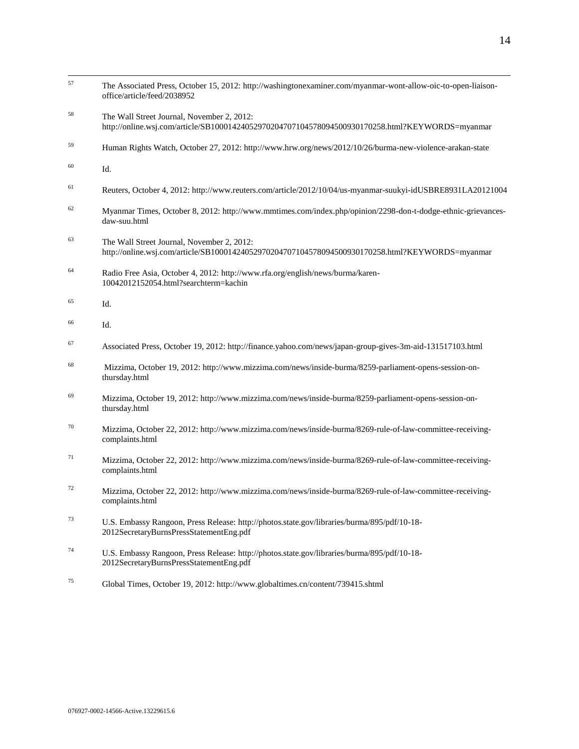[57] The Associated Press, October 15, 2012: http://washingtonexaminer.com/myanmar-wont-allow-oic-to-open-liaison-office/article/feed/2038952

[58] The Wall Street Journal, November 2, 2012: http://online.wsj.com/article/SB10001424052970204707104578094500930170258.html?KEYWORDS=myanmar

[59] Human Rights Watch, October 27, 2012: http://www.hrw.org/news/2012/10/26/burma-new-violence-arakan-state

[60] Id.

[61] Reuters, October 4, 2012: http://www.reuters.com/article/2012/10/04/us-myanmar-suukyi-idUSBRE8931LA20121004

[62] Myanmar Times, October 8, 2012: http://www.mmtimes.com/index.php/opinion/2298-don-t-dodge-ethnic-grievances-daw-suu.html

[63] The Wall Street Journal, November 2, 2012: http://online.wsj.com/article/SB10001424052970204707104578094500930170258.html?KEYWORDS=myanmar

[64] Radio Free Asia, October 4, 2012: http://www.rfa.org/english/news/burma/karen-10042012152054.html?searchterm=kachin

[65] Id.

[66] Id.

[67] Associated Press, October 19, 2012: http://finance.yahoo.com/news/japan-group-gives-3m-aid-131517103.html

[68] Mizzima, October 19, 2012: http://www.mizzima.com/news/inside-burma/8259-parliament-opens-session-on-thursday.html

[69] Mizzima, October 19, 2012: http://www.mizzima.com/news/inside-burma/8259-parliament-opens-session-on-thursday.html

[70] Mizzima, October 22, 2012: http://www.mizzima.com/news/inside-burma/8269-rule-of-law-committee-receiving-complaints.html

[71] Mizzima, October 22, 2012: http://www.mizzima.com/news/inside-burma/8269-rule-of-law-committee-receiving-complaints.html

[72] Mizzima, October 22, 2012: http://www.mizzima.com/news/inside-burma/8269-rule-of-law-committee-receiving-complaints.html

[73] U.S. Embassy Rangoon, Press Release: http://photos.state.gov/libraries/burma/895/pdf/10-18-2012SecretaryBurnsPressStatementEng.pdf

[74] U.S. Embassy Rangoon, Press Release: http://photos.state.gov/libraries/burma/895/pdf/10-18-2012SecretaryBurnsPressStatementEng.pdf

[75] Global Times, October 19, 2012: http://www.globaltimes.cn/content/739415.shtml

076927-0002-14566-Active.13229615.6